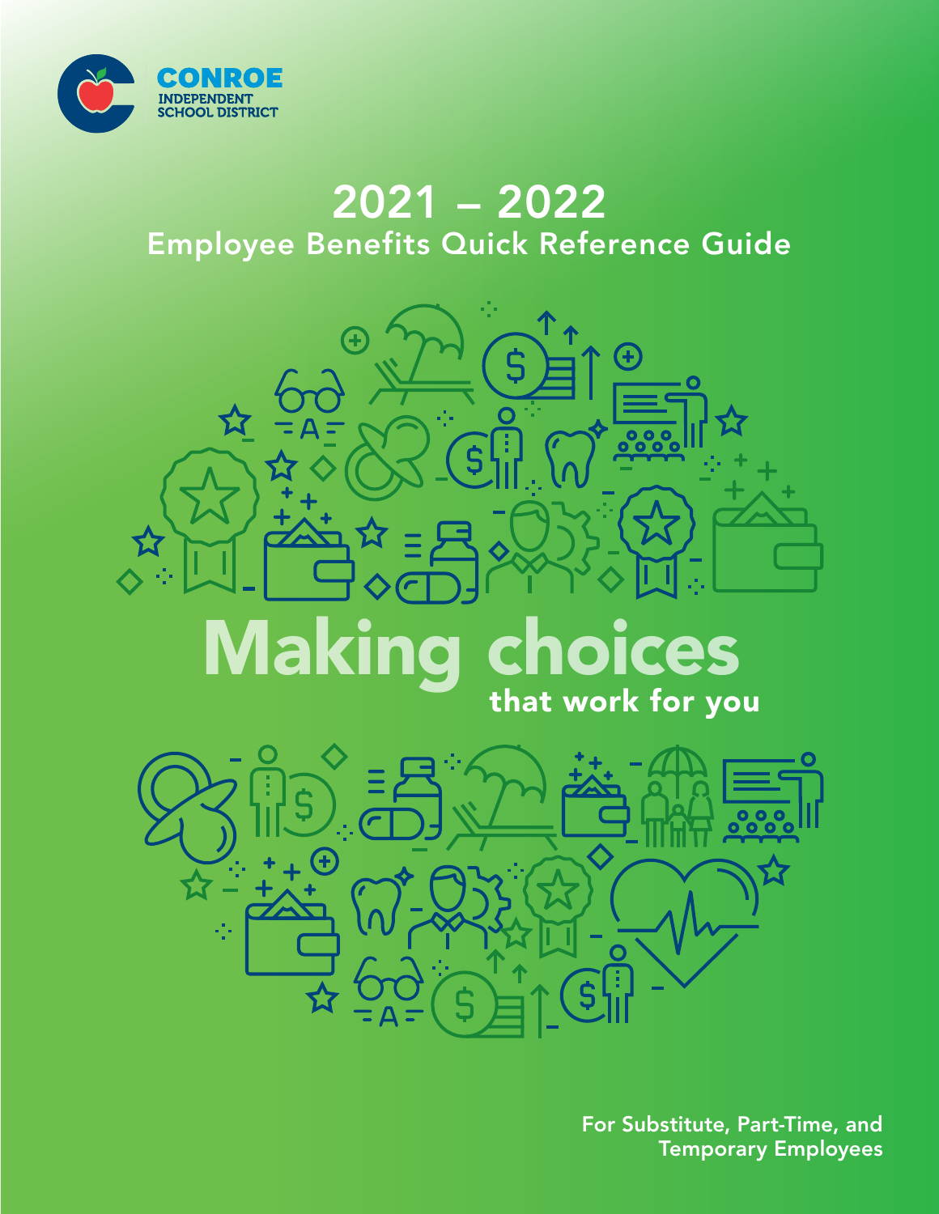CONROE
INDEPENDENT
SCHOOL DISTRICT

# 2021 – 2022
## Employee Benefits Quick Reference Guide

# Making choices
## that work for you

For Substitute, Part-Time, and Temporary Employees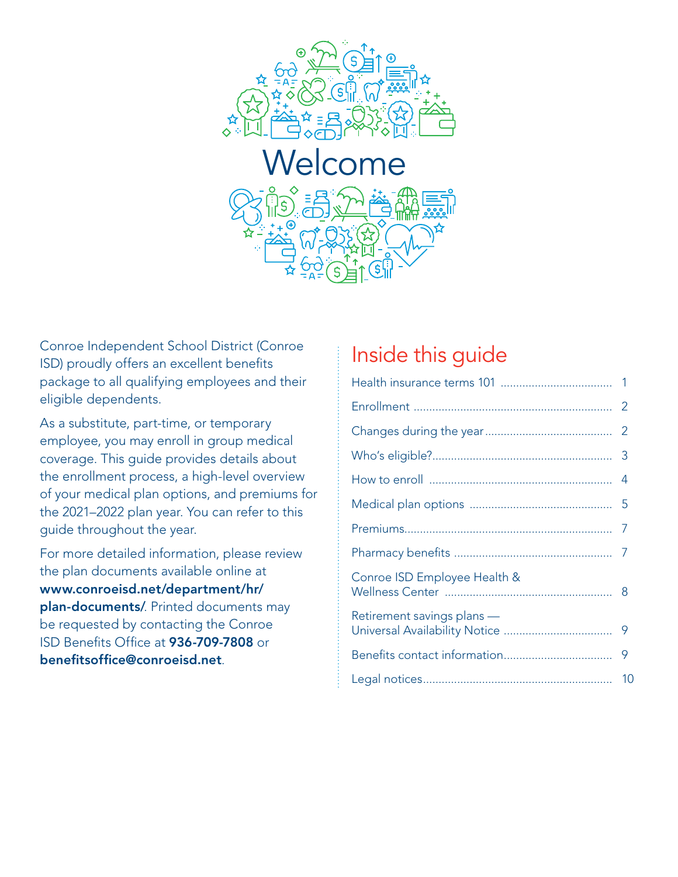# Welcome

Conroe Independent School District (Conroe ISD) proudly offers an excellent benefits package to all qualifying employees and their eligible dependents.

As a substitute, part-time, or temporary employee, you may enroll in group medical coverage. This guide provides details about the enrollment process, a high-level overview of your medical plan options, and premiums for the 2021–2022 plan year. You can refer to this guide throughout the year.

For more detailed information, please review the plan documents available online at **www.conroeisd.net/department/hr/plan-documents/**. Printed documents may be requested by contacting the Conroe ISD Benefits Office at **936-709-7808** or **benefitsoffice@conroeisd.net**.

## Inside this guide

| Section | Page |
|---|---|
| Health insurance terms 101 | 1 |
| Enrollment | 2 |
| Changes during the year | 2 |
| Who's eligible? | 3 |
| How to enroll | 4 |
| Medical plan options | 5 |
| Premiums | 7 |
| Pharmacy benefits | 7 |
| Conroe ISD Employee Health & Wellness Center | 8 |
| Retirement savings plans — Universal Availability Notice | 9 |
| Benefits contact information | 9 |
| Legal notices | 10 |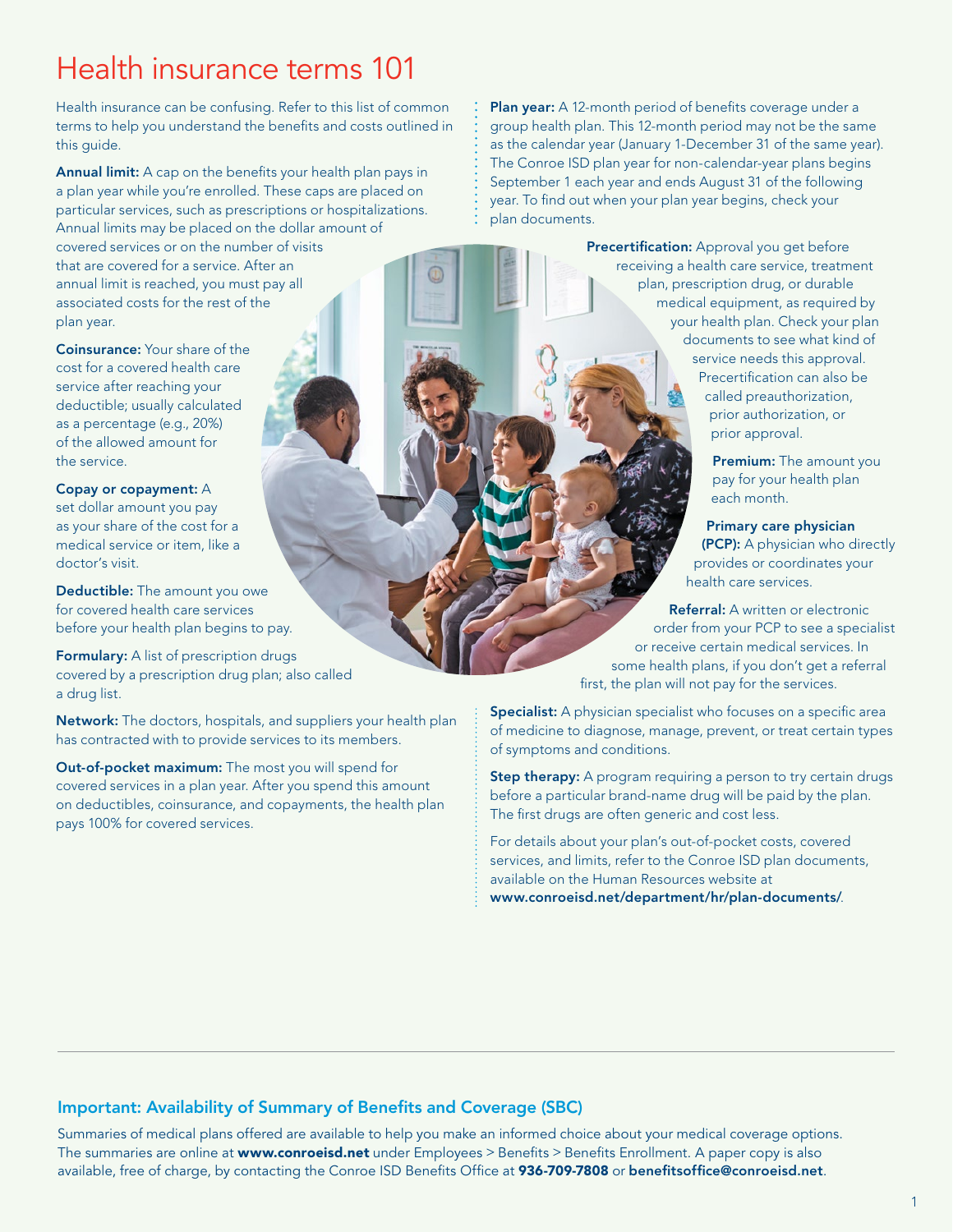# Health insurance terms 101

Health insurance can be confusing. Refer to this list of common terms to help you understand the benefits and costs outlined in this guide.

**Annual limit:** A cap on the benefits your health plan pays in a plan year while you're enrolled. These caps are placed on particular services, such as prescriptions or hospitalizations. Annual limits may be placed on the dollar amount of covered services or on the number of visits that are covered for a service. After an annual limit is reached, you must pay all associated costs for the rest of the plan year.

**Coinsurance:** Your share of the cost for a covered health care service after reaching your deductible; usually calculated as a percentage (e.g., 20%) of the allowed amount for the service.

**Copay or copayment:** A set dollar amount you pay as your share of the cost for a medical service or item, like a doctor's visit.

**Deductible:** The amount you owe for covered health care services before your health plan begins to pay.

**Formulary:** A list of prescription drugs covered by a prescription drug plan; also called a drug list.

**Network:** The doctors, hospitals, and suppliers your health plan has contracted with to provide services to its members.

**Out-of-pocket maximum:** The most you will spend for covered services in a plan year. After you spend this amount on deductibles, coinsurance, and copayments, the health plan pays 100% for covered services.

**Plan year:** A 12-month period of benefits coverage under a group health plan. This 12-month period may not be the same as the calendar year (January 1-December 31 of the same year). The Conroe ISD plan year for non-calendar-year plans begins September 1 each year and ends August 31 of the following year. To find out when your plan year begins, check your plan documents.

**Precertification:** Approval you get before receiving a health care service, treatment plan, prescription drug, or durable medical equipment, as required by your health plan. Check your plan documents to see what kind of service needs this approval. Precertification can also be called preauthorization, prior authorization, or prior approval.

**Premium:** The amount you pay for your health plan each month.

**Primary care physician (PCP):** A physician who directly provides or coordinates your health care services.

**Referral:** A written or electronic order from your PCP to see a specialist or receive certain medical services. In some health plans, if you don't get a referral first, the plan will not pay for the services.

**Specialist:** A physician specialist who focuses on a specific area of medicine to diagnose, manage, prevent, or treat certain types of symptoms and conditions.

**Step therapy:** A program requiring a person to try certain drugs before a particular brand-name drug will be paid by the plan. The first drugs are often generic and cost less.

For details about your plan's out-of-pocket costs, covered services, and limits, refer to the Conroe ISD plan documents, available on the Human Resources website at **www.conroeisd.net/department/hr/plan-documents/**.

---

### Important: Availability of Summary of Benefits and Coverage (SBC)

Summaries of medical plans offered are available to help you make an informed choice about your medical coverage options. The summaries are online at **www.conroeisd.net** under Employees > Benefits > Benefits Enrollment. A paper copy is also available, free of charge, by contacting the Conroe ISD Benefits Office at **936-709-7808** or **benefitsoffice@conroeisd.net**.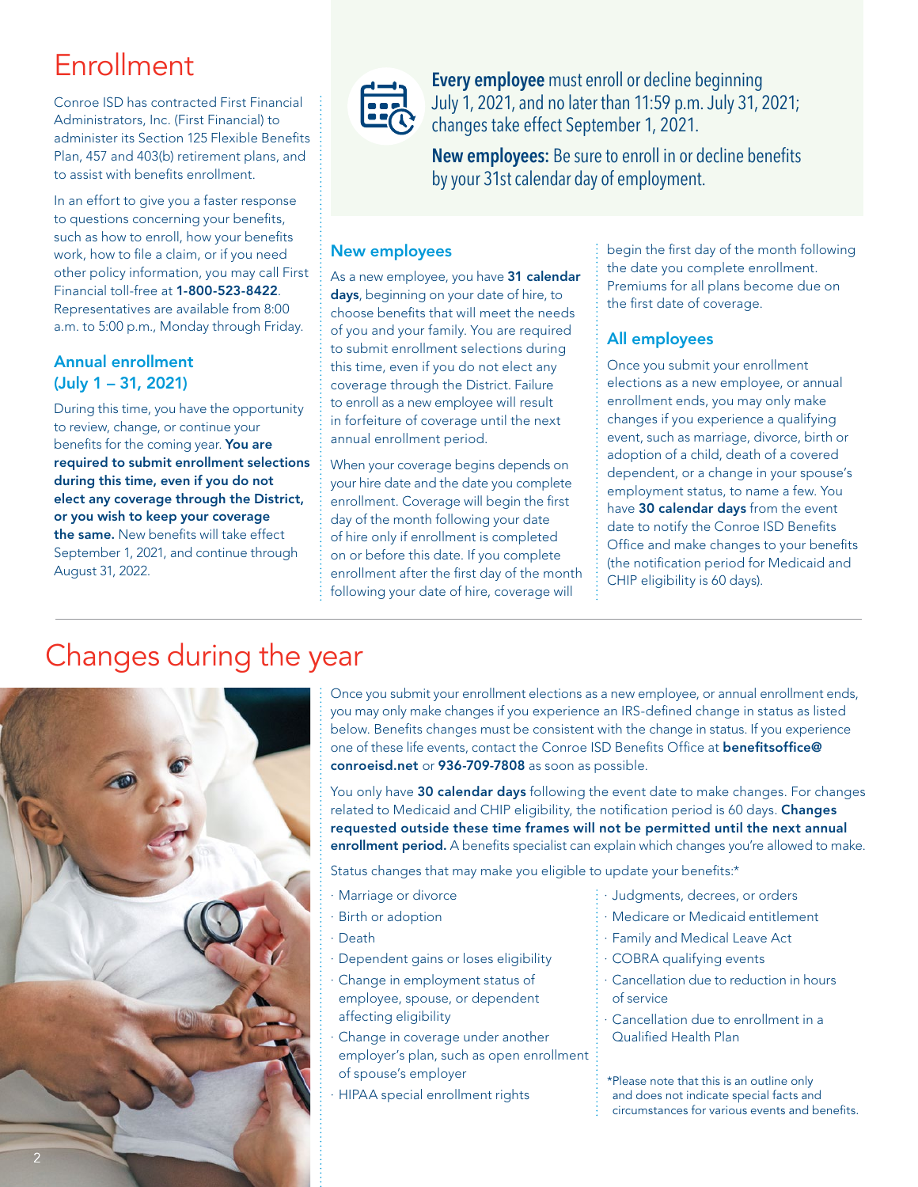# Enrollment

Conroe ISD has contracted First Financial Administrators, Inc. (First Financial) to administer its Section 125 Flexible Benefits Plan, 457 and 403(b) retirement plans, and to assist with benefits enrollment.

In an effort to give you a faster response to questions concerning your benefits, such as how to enroll, how your benefits work, how to file a claim, or if you need other policy information, you may call First Financial toll-free at **1-800-523-8422**. Representatives are available from 8:00 a.m. to 5:00 p.m., Monday through Friday.

**Every employee** must enroll or decline beginning July 1, 2021, and no later than 11:59 p.m. July 31, 2021; changes take effect September 1, 2021.

**New employees:** Be sure to enroll in or decline benefits by your 31st calendar day of employment.

### Annual enrollment (July 1 – 31, 2021)

During this time, you have the opportunity to review, change, or continue your benefits for the coming year. **You are required to submit enrollment selections during this time, even if you do not elect any coverage through the District, or you wish to keep your coverage the same.** New benefits will take effect September 1, 2021, and continue through August 31, 2022.

### New employees

As a new employee, you have **31 calendar days**, beginning on your date of hire, to choose benefits that will meet the needs of you and your family. You are required to submit enrollment selections during this time, even if you do not elect any coverage through the District. Failure to enroll as a new employee will result in forfeiture of coverage until the next annual enrollment period.

When your coverage begins depends on your hire date and the date you complete enrollment. Coverage will begin the first day of the month following your date of hire only if enrollment is completed on or before this date. If you complete enrollment after the first day of the month following your date of hire, coverage will begin the first day of the month following the date you complete enrollment. Premiums for all plans become due on the first date of coverage.

### All employees

Once you submit your enrollment elections as a new employee, or annual enrollment ends, you may only make changes if you experience a qualifying event, such as marriage, divorce, birth or adoption of a child, death of a covered dependent, or a change in your spouse's employment status, to name a few. You have **30 calendar days** from the event date to notify the Conroe ISD Benefits Office and make changes to your benefits (the notification period for Medicaid and CHIP eligibility is 60 days).

# Changes during the year

Once you submit your enrollment elections as a new employee, or annual enrollment ends, you may only make changes if you experience an IRS-defined change in status as listed below. Benefits changes must be consistent with the change in status. If you experience one of these life events, contact the Conroe ISD Benefits Office at **benefitsoffice@conroeisd.net** or **936-709-7808** as soon as possible.

You only have **30 calendar days** following the event date to make changes. For changes related to Medicaid and CHIP eligibility, the notification period is 60 days. **Changes requested outside these time frames will not be permitted until the next annual enrollment period.** A benefits specialist can explain which changes you're allowed to make.

Status changes that may make you eligible to update your benefits:*

- Marriage or divorce
- Birth or adoption
- Death
- Dependent gains or loses eligibility
- Change in employment status of employee, spouse, or dependent affecting eligibility
- Change in coverage under another employer's plan, such as open enrollment of spouse's employer
- HIPAA special enrollment rights
- Judgments, decrees, or orders
- Medicare or Medicaid entitlement
- Family and Medical Leave Act
- COBRA qualifying events
- Cancellation due to reduction in hours of service
- Cancellation due to enrollment in a Qualified Health Plan

*Please note that this is an outline only and does not indicate special facts and circumstances for various events and benefits.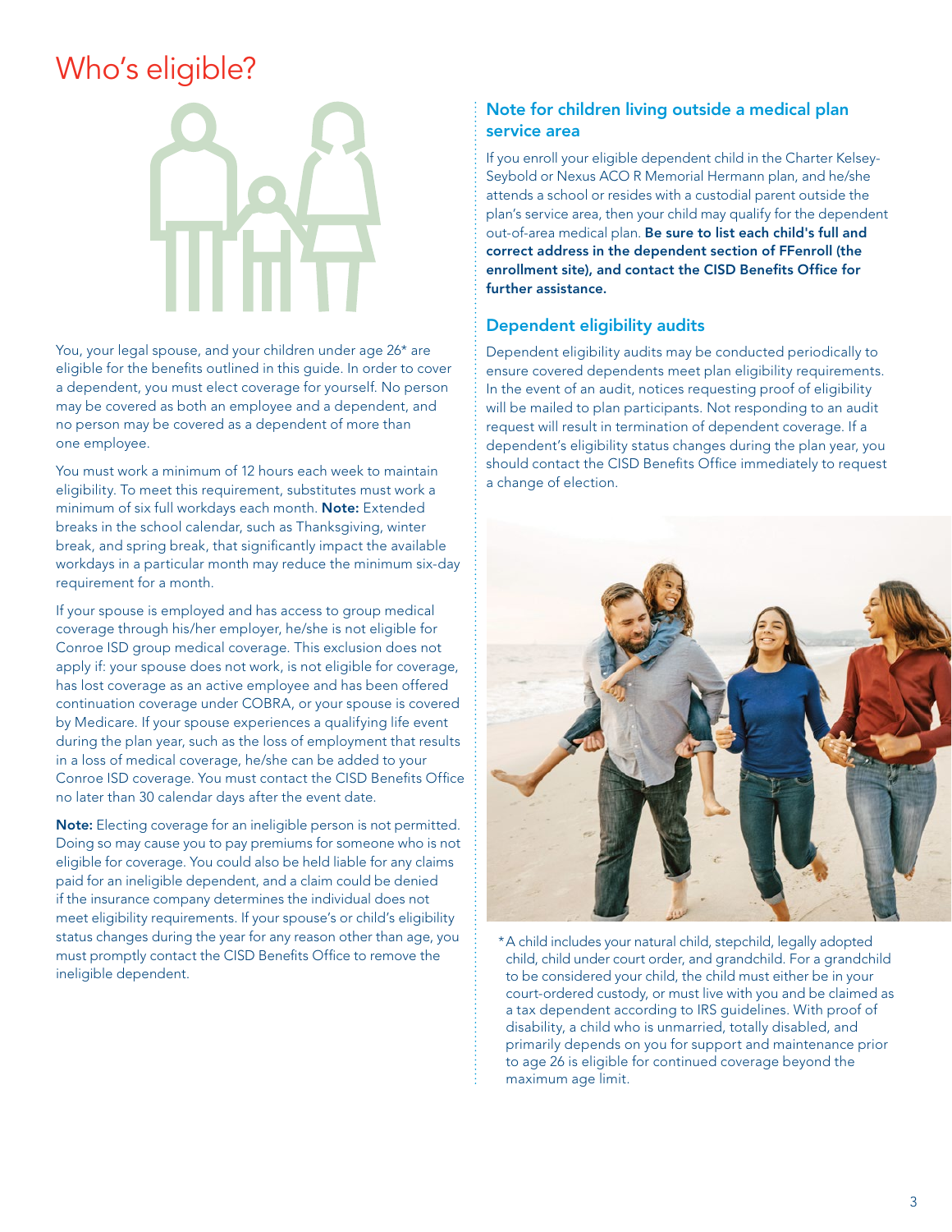# Who's eligible?

You, your legal spouse, and your children under age 26* are eligible for the benefits outlined in this guide. In order to cover a dependent, you must elect coverage for yourself. No person may be covered as both an employee and a dependent, and no person may be covered as a dependent of more than one employee.

You must work a minimum of 12 hours each week to maintain eligibility. To meet this requirement, substitutes must work a minimum of six full workdays each month. **Note:** Extended breaks in the school calendar, such as Thanksgiving, winter break, and spring break, that significantly impact the available workdays in a particular month may reduce the minimum six-day requirement for a month.

If your spouse is employed and has access to group medical coverage through his/her employer, he/she is not eligible for Conroe ISD group medical coverage. This exclusion does not apply if: your spouse does not work, is not eligible for coverage, has lost coverage as an active employee and has been offered continuation coverage under COBRA, or your spouse is covered by Medicare. If your spouse experiences a qualifying life event during the plan year, such as the loss of employment that results in a loss of medical coverage, he/she can be added to your Conroe ISD coverage. You must contact the CISD Benefits Office no later than 30 calendar days after the event date.

**Note:** Electing coverage for an ineligible person is not permitted. Doing so may cause you to pay premiums for someone who is not eligible for coverage. You could also be held liable for any claims paid for an ineligible dependent, and a claim could be denied if the insurance company determines the individual does not meet eligibility requirements. If your spouse's or child's eligibility status changes during the year for any reason other than age, you must promptly contact the CISD Benefits Office to remove the ineligible dependent.

## Note for children living outside a medical plan service area

If you enroll your eligible dependent child in the Charter Kelsey-Seybold or Nexus ACO R Memorial Hermann plan, and he/she attends a school or resides with a custodial parent outside the plan's service area, then your child may qualify for the dependent out-of-area medical plan. **Be sure to list each child's full and correct address in the dependent section of FFenroll (the enrollment site), and contact the CISD Benefits Office for further assistance.**

## Dependent eligibility audits

Dependent eligibility audits may be conducted periodically to ensure covered dependents meet plan eligibility requirements. In the event of an audit, notices requesting proof of eligibility will be mailed to plan participants. Not responding to an audit request will result in termination of dependent coverage. If a dependent's eligibility status changes during the plan year, you should contact the CISD Benefits Office immediately to request a change of election.

*A child includes your natural child, stepchild, legally adopted child, child under court order, and grandchild. For a grandchild to be considered your child, the child must either be in your court-ordered custody, or must live with you and be claimed as a tax dependent according to IRS guidelines. With proof of disability, a child who is unmarried, totally disabled, and primarily depends on you for support and maintenance prior to age 26 is eligible for continued coverage beyond the maximum age limit.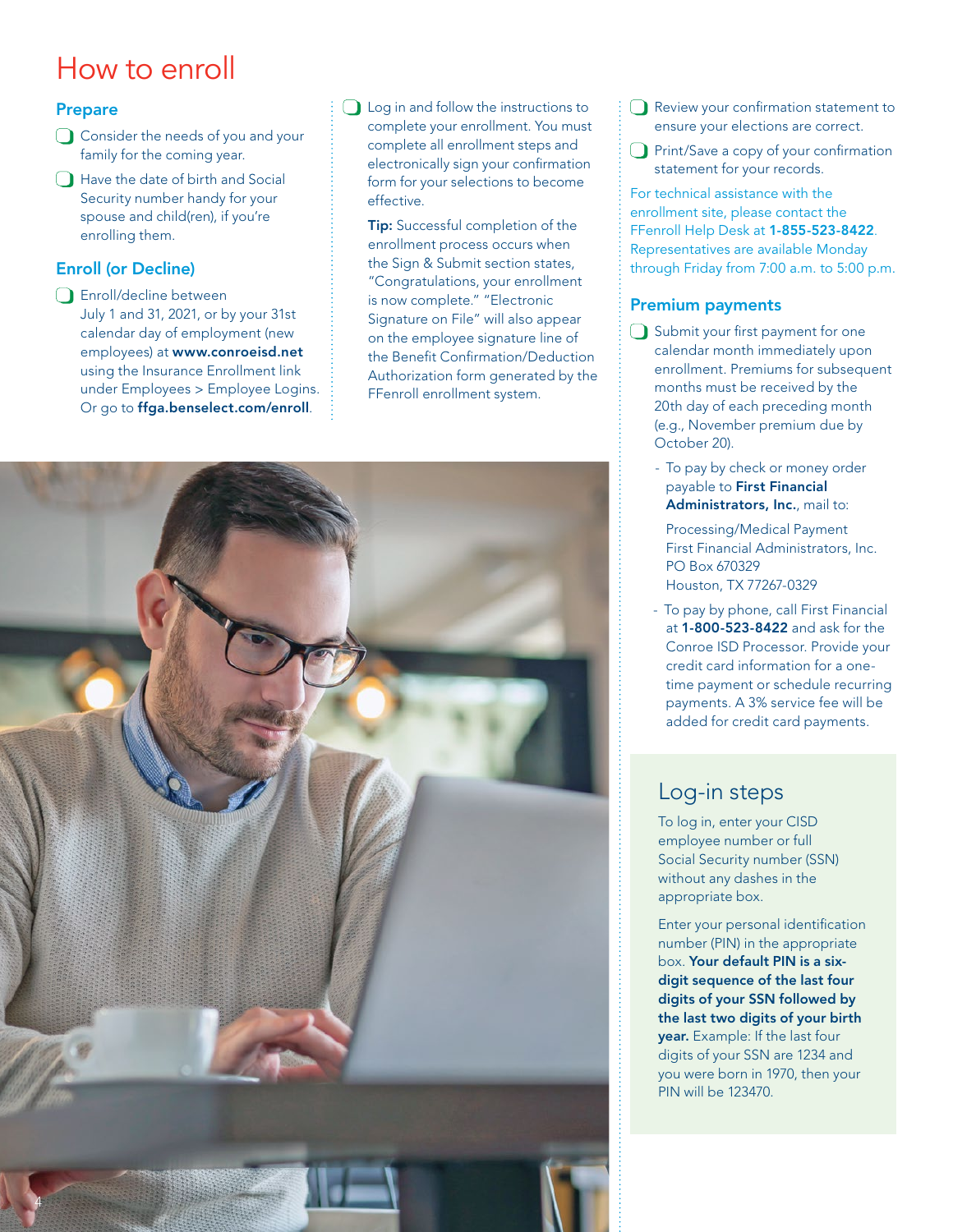# How to enroll

## Prepare

- ❑ Consider the needs of you and your family for the coming year.
- ❑ Have the date of birth and Social Security number handy for your spouse and child(ren), if you're enrolling them.

## Enroll (or Decline)

- ❑ Enroll/decline between July 1 and 31, 2021, or by your 31st calendar day of employment (new employees) at **www.conroeisd.net** using the Insurance Enrollment link under Employees > Employee Logins. Or go to **ffga.benselect.com/enroll**.
- ❑ Log in and follow the instructions to complete your enrollment. You must complete all enrollment steps and electronically sign your confirmation form for your selections to become effective.

  **Tip:** Successful completion of the enrollment process occurs when the Sign & Submit section states, "Congratulations, your enrollment is now complete." "Electronic Signature on File" will also appear on the employee signature line of the Benefit Confirmation/Deduction Authorization form generated by the FFenroll enrollment system.
- ❑ Review your confirmation statement to ensure your elections are correct.
- ❑ Print/Save a copy of your confirmation statement for your records.

For technical assistance with the enrollment site, please contact the FFenroll Help Desk at **1-855-523-8422**. Representatives are available Monday through Friday from 7:00 a.m. to 5:00 p.m.

## Premium payments

- ❑ Submit your first payment for one calendar month immediately upon enrollment. Premiums for subsequent months must be received by the 20th day of each preceding month (e.g., November premium due by October 20).
  - To pay by check or money order payable to **First Financial Administrators, Inc.**, mail to:

    Processing/Medical Payment
    First Financial Administrators, Inc.
    PO Box 670329
    Houston, TX 77267-0329
  - To pay by phone, call First Financial at **1-800-523-8422** and ask for the Conroe ISD Processor. Provide your credit card information for a one-time payment or schedule recurring payments. A 3% service fee will be added for credit card payments.

## Log-in steps

To log in, enter your CISD employee number or full Social Security number (SSN) without any dashes in the appropriate box.

Enter your personal identification number (PIN) in the appropriate box. **Your default PIN is a six-digit sequence of the last four digits of your SSN followed by the last two digits of your birth year.** Example: If the last four digits of your SSN are 1234 and you were born in 1970, then your PIN will be 123470.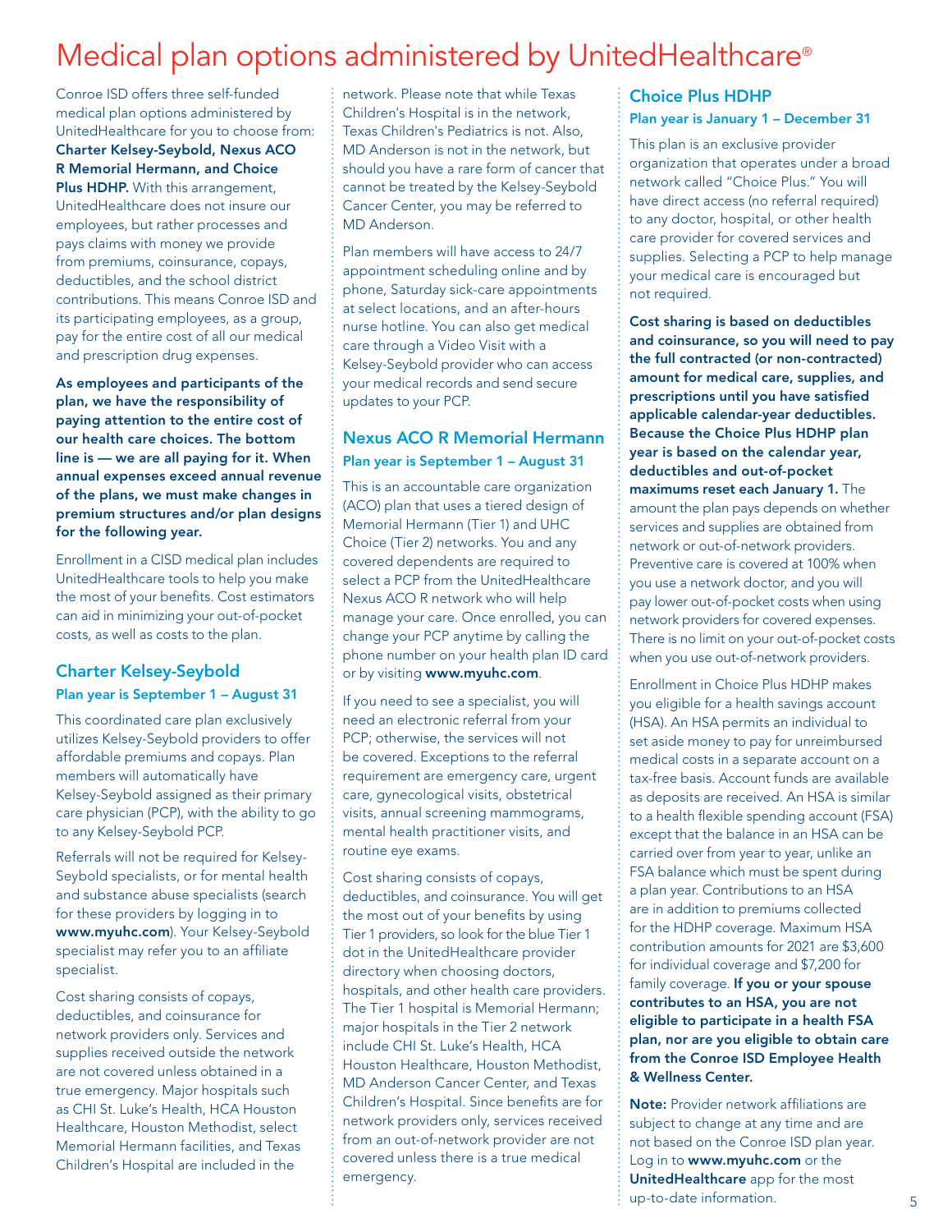# Medical plan options administered by UnitedHealthcare®

Conroe ISD offers three self-funded medical plan options administered by UnitedHealthcare for you to choose from: **Charter Kelsey-Seybold, Nexus ACO R Memorial Hermann, and Choice Plus HDHP.** With this arrangement, UnitedHealthcare does not insure our employees, but rather processes and pays claims with money we provide from premiums, coinsurance, copays, deductibles, and the school district contributions. This means Conroe ISD and its participating employees, as a group, pay for the entire cost of all our medical and prescription drug expenses.

**As employees and participants of the plan, we have the responsibility of paying attention to the entire cost of our health care choices. The bottom line is — we are all paying for it. When annual expenses exceed annual revenue of the plans, we must make changes in premium structures and/or plan designs for the following year.**

Enrollment in a CISD medical plan includes UnitedHealthcare tools to help you make the most of your benefits. Cost estimators can aid in minimizing your out-of-pocket costs, as well as costs to the plan.

## Charter Kelsey-Seybold

### Plan year is September 1 – August 31

This coordinated care plan exclusively utilizes Kelsey-Seybold providers to offer affordable premiums and copays. Plan members will automatically have Kelsey-Seybold assigned as their primary care physician (PCP), with the ability to go to any Kelsey-Seybold PCP.

Referrals will not be required for Kelsey-Seybold specialists, or for mental health and substance abuse specialists (search for these providers by logging in to **www.myuhc.com**). Your Kelsey-Seybold specialist may refer you to an affiliate specialist.

Cost sharing consists of copays, deductibles, and coinsurance for network providers only. Services and supplies received outside the network are not covered unless obtained in a true emergency. Major hospitals such as CHI St. Luke's Health, HCA Houston Healthcare, Houston Methodist, select Memorial Hermann facilities, and Texas Children's Hospital are included in the network. Please note that while Texas Children's Hospital is in the network, Texas Children's Pediatrics is not. Also, MD Anderson is not in the network, but should you have a rare form of cancer that cannot be treated by the Kelsey-Seybold Cancer Center, you may be referred to MD Anderson.

Plan members will have access to 24/7 appointment scheduling online and by phone, Saturday sick-care appointments at select locations, and an after-hours nurse hotline. You can also get medical care through a Video Visit with a Kelsey-Seybold provider who can access your medical records and send secure updates to your PCP.

## Nexus ACO R Memorial Hermann

### Plan year is September 1 – August 31

This is an accountable care organization (ACO) plan that uses a tiered design of Memorial Hermann (Tier 1) and UHC Choice (Tier 2) networks. You and any covered dependents are required to select a PCP from the UnitedHealthcare Nexus ACO R network who will help manage your care. Once enrolled, you can change your PCP anytime by calling the phone number on your health plan ID card or by visiting **www.myuhc.com**.

If you need to see a specialist, you will need an electronic referral from your PCP; otherwise, the services will not be covered. Exceptions to the referral requirement are emergency care, urgent care, gynecological visits, obstetrical visits, annual screening mammograms, mental health practitioner visits, and routine eye exams.

Cost sharing consists of copays, deductibles, and coinsurance. You will get the most out of your benefits by using Tier 1 providers, so look for the blue Tier 1 dot in the UnitedHealthcare provider directory when choosing doctors, hospitals, and other health care providers. The Tier 1 hospital is Memorial Hermann; major hospitals in the Tier 2 network include CHI St. Luke's Health, HCA Houston Healthcare, Houston Methodist, MD Anderson Cancer Center, and Texas Children's Hospital. Since benefits are for network providers only, services received from an out-of-network provider are not covered unless there is a true medical emergency.

## Choice Plus HDHP

### Plan year is January 1 – December 31

This plan is an exclusive provider organization that operates under a broad network called "Choice Plus." You will have direct access (no referral required) to any doctor, hospital, or other health care provider for covered services and supplies. Selecting a PCP to help manage your medical care is encouraged but not required.

**Cost sharing is based on deductibles and coinsurance, so you will need to pay the full contracted (or non-contracted) amount for medical care, supplies, and prescriptions until you have satisfied applicable calendar-year deductibles. Because the Choice Plus HDHP plan year is based on the calendar year, deductibles and out-of-pocket maximums reset each January 1.** The amount the plan pays depends on whether services and supplies are obtained from network or out-of-network providers. Preventive care is covered at 100% when you use a network doctor, and you will pay lower out-of-pocket costs when using network providers for covered expenses. There is no limit on your out-of-pocket costs when you use out-of-network providers.

Enrollment in Choice Plus HDHP makes you eligible for a health savings account (HSA). An HSA permits an individual to set aside money to pay for unreimbursed medical costs in a separate account on a tax-free basis. Account funds are available as deposits are received. An HSA is similar to a health flexible spending account (FSA) except that the balance in an HSA can be carried over from year to year, unlike an FSA balance which must be spent during a plan year. Contributions to an HSA are in addition to premiums collected for the HDHP coverage. Maximum HSA contribution amounts for 2021 are $3,600 for individual coverage and $7,200 for family coverage. **If you or your spouse contributes to an HSA, you are not eligible to participate in a health FSA plan, nor are you eligible to obtain care from the Conroe ISD Employee Health & Wellness Center.**

**Note:** Provider network affiliations are subject to change at any time and are not based on the Conroe ISD plan year. Log in to **www.myuhc.com** or the **UnitedHealthcare** app for the most up-to-date information.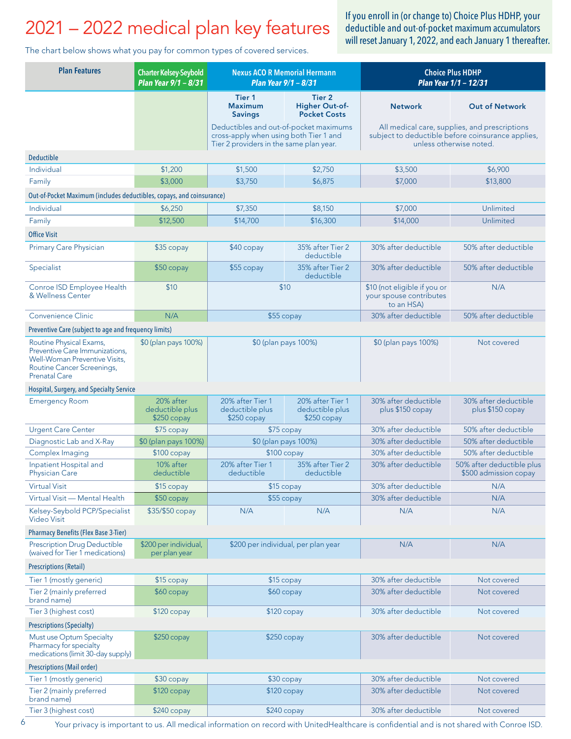# 2021 – 2022 medical plan key features

The chart below shows what you pay for common types of covered services.

If you enroll in (or change to) Choice Plus HDHP, your deductible and out-of-pocket maximum accumulators will reset January 1, 2022, and each January 1 thereafter.

| Plan Features | Charter Kelsey-Seybold *Plan Year 9/1 – 8/31* | Nexus ACO R Memorial Hermann *Plan Year 9/1 – 8/31* | | Choice Plus HDHP *Plan Year 1/1 – 12/31* | |
|---|---|---|---|---|---|
| | | Tier 1 Maximum Savings | Tier 2 Higher Out-of-Pocket Costs | Network | Out of Network |
| | | Deductibles and out-of-pocket maximums cross-apply when using both Tier 1 and Tier 2 providers in the same plan year. | | All medical care, supplies, and prescriptions subject to deductible before coinsurance applies, unless otherwise noted. | |
| **Deductible** | | | | | |
| Individual | $1,200 | $1,500 | $2,750 | $3,500 | $6,900 |
| Family | $3,000 | $3,750 | $6,875 | $7,000 | $13,800 |
| **Out-of-Pocket Maximum (includes deductibles, copays, and coinsurance)** | | | | | |
| Individual | $6,250 | $7,350 | $8,150 | $7,000 | Unlimited |
| Family | $12,500 | $14,700 | $16,300 | $14,000 | Unlimited |
| **Office Visit** | | | | | |
| Primary Care Physician | $35 copay | $40 copay | 35% after Tier 2 deductible | 30% after deductible | 50% after deductible |
| Specialist | $50 copay | $55 copay | 35% after Tier 2 deductible | 30% after deductible | 50% after deductible |
| Conroe ISD Employee Health & Wellness Center | $10 | $10 | | $10 (not eligible if you or your spouse contributes to an HSA) | N/A |
| Convenience Clinic | N/A | $55 copay | | 30% after deductible | 50% after deductible |
| **Preventive Care (subject to age and frequency limits)** | | | | | |
| Routine Physical Exams, Preventive Care Immunizations, Well-Woman Preventive Visits, Routine Cancer Screenings, Prenatal Care | $0 (plan pays 100%) | $0 (plan pays 100%) | | $0 (plan pays 100%) | Not covered |
| **Hospital, Surgery, and Specialty Service** | | | | | |
| Emergency Room | 20% after deductible plus $250 copay | 20% after Tier 1 deductible plus $250 copay | 20% after Tier 1 deductible plus $250 copay | 30% after deductible plus $150 copay | 30% after deductible plus $150 copay |
| Urgent Care Center | $75 copay | $75 copay | | 30% after deductible | 50% after deductible |
| Diagnostic Lab and X-Ray | $0 (plan pays 100%) | $0 (plan pays 100%) | | 30% after deductible | 50% after deductible |
| Complex Imaging | $100 copay | $100 copay | | 30% after deductible | 50% after deductible |
| Inpatient Hospital and Physician Care | 10% after deductible | 20% after Tier 1 deductible | 35% after Tier 2 deductible | 30% after deductible | 50% after deductible plus $500 admission copay |
| Virtual Visit | $15 copay | $15 copay | | 30% after deductible | N/A |
| Virtual Visit — Mental Health | $50 copay | $55 copay | | 30% after deductible | N/A |
| Kelsey-Seybold PCP/Specialist Video Visit | $35/$50 copay | N/A | N/A | N/A | N/A |
| **Pharmacy Benefits (Flex Base 3-Tier)** | | | | | |
| Prescription Drug Deductible (waived for Tier 1 medications) | $200 per individual, per plan year | $200 per individual, per plan year | | N/A | N/A |
| **Prescriptions (Retail)** | | | | | |
| Tier 1 (mostly generic) | $15 copay | $15 copay | | 30% after deductible | Not covered |
| Tier 2 (mainly preferred brand name) | $60 copay | $60 copay | | 30% after deductible | Not covered |
| Tier 3 (highest cost) | $120 copay | $120 copay | | 30% after deductible | Not covered |
| **Prescriptions (Specialty)** | | | | | |
| Must use Optum Specialty Pharmacy for specialty medications (limit 30-day supply) | $250 copay | $250 copay | | 30% after deductible | Not covered |
| **Prescriptions (Mail order)** | | | | | |
| Tier 1 (mostly generic) | $30 copay | $30 copay | | 30% after deductible | Not covered |
| Tier 2 (mainly preferred brand name) | $120 copay | $120 copay | | 30% after deductible | Not covered |
| Tier 3 (highest cost) | $240 copay | $240 copay | | 30% after deductible | Not covered |

Your privacy is important to us. All medical information on record with UnitedHealthcare is confidential and is not shared with Conroe ISD.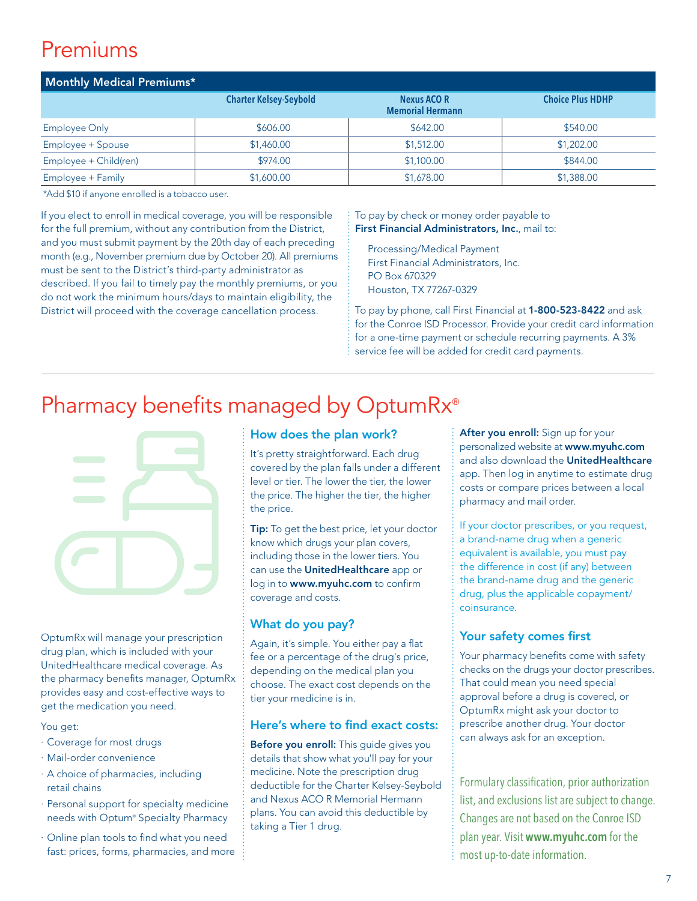# Premiums

| Monthly Medical Premiums* | Charter Kelsey-Seybold | Nexus ACO R Memorial Hermann | Choice Plus HDHP |
|---|---|---|---|
| Employee Only | $606.00 | $642.00 | $540.00 |
| Employee + Spouse | $1,460.00 | $1,512.00 | $1,202.00 |
| Employee + Child(ren) | $974.00 | $1,100.00 | $844.00 |
| Employee + Family | $1,600.00 | $1,678.00 | $1,388.00 |

*Add $10 if anyone enrolled is a tobacco user.

If you elect to enroll in medical coverage, you will be responsible for the full premium, without any contribution from the District, and you must submit payment by the 20th day of each preceding month (e.g., November premium due by October 20). All premiums must be sent to the District's third-party administrator as described. If you fail to timely pay the monthly premiums, or you do not work the minimum hours/days to maintain eligibility, the District will proceed with the coverage cancellation process.

To pay by check or money order payable to **First Financial Administrators, Inc.**, mail to:

Processing/Medical Payment
First Financial Administrators, Inc.
PO Box 670329
Houston, TX 77267-0329

To pay by phone, call First Financial at **1-800-523-8422** and ask for the Conroe ISD Processor. Provide your credit card information for a one-time payment or schedule recurring payments. A 3% service fee will be added for credit card payments.

# Pharmacy benefits managed by OptumRx®

OptumRx will manage your prescription drug plan, which is included with your UnitedHealthcare medical coverage. As the pharmacy benefits manager, OptumRx provides easy and cost-effective ways to get the medication you need.

You get:

- Coverage for most drugs
- Mail-order convenience
- A choice of pharmacies, including retail chains
- Personal support for specialty medicine needs with Optum® Specialty Pharmacy
- Online plan tools to find what you need fast: prices, forms, pharmacies, and more

## How does the plan work?

It's pretty straightforward. Each drug covered by the plan falls under a different level or tier. The lower the tier, the lower the price. The higher the tier, the higher the price.

**Tip:** To get the best price, let your doctor know which drugs your plan covers, including those in the lower tiers. You can use the **UnitedHealthcare** app or log in to **www.myuhc.com** to confirm coverage and costs.

## What do you pay?

Again, it's simple. You either pay a flat fee or a percentage of the drug's price, depending on the medical plan you choose. The exact cost depends on the tier your medicine is in.

## Here's where to find exact costs:

**Before you enroll:** This guide gives you details that show what you'll pay for your medicine. Note the prescription drug deductible for the Charter Kelsey-Seybold and Nexus ACO R Memorial Hermann plans. You can avoid this deductible by taking a Tier 1 drug.

**After you enroll:** Sign up for your personalized website at **www.myuhc.com** and also download the **UnitedHealthcare** app. Then log in anytime to estimate drug costs or compare prices between a local pharmacy and mail order.

If your doctor prescribes, or you request, a brand-name drug when a generic equivalent is available, you must pay the difference in cost (if any) between the brand-name drug and the generic drug, plus the applicable copayment/coinsurance.

## Your safety comes first

Your pharmacy benefits come with safety checks on the drugs your doctor prescribes. That could mean you need special approval before a drug is covered, or OptumRx might ask your doctor to prescribe another drug. Your doctor can always ask for an exception.

Formulary classification, prior authorization list, and exclusions list are subject to change. Changes are not based on the Conroe ISD plan year. Visit **www.myuhc.com** for the most up-to-date information.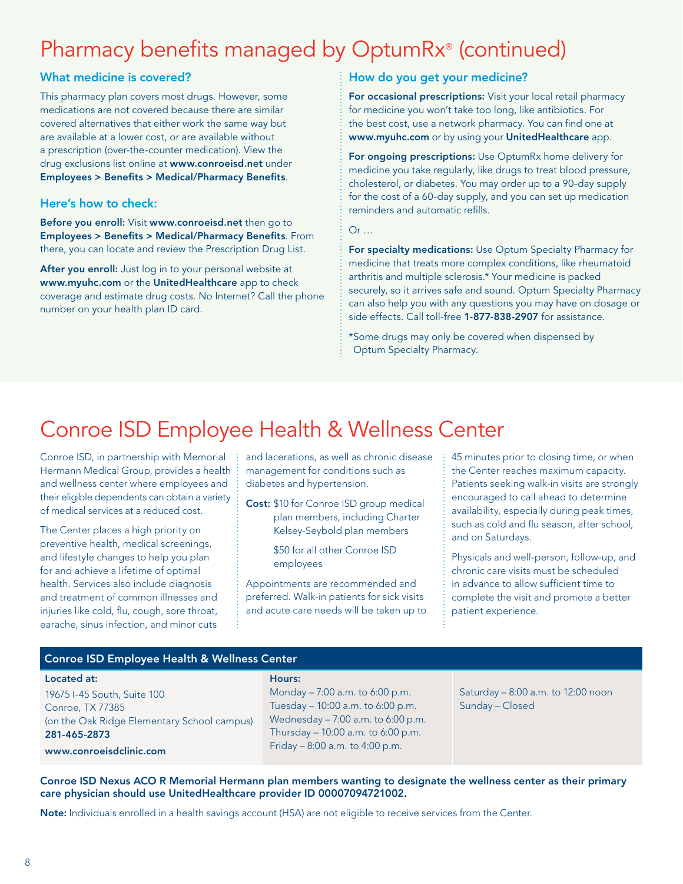# Pharmacy benefits managed by OptumRx® (continued)

### What medicine is covered?

This pharmacy plan covers most drugs. However, some medications are not covered because there are similar covered alternatives that either work the same way but are available at a lower cost, or are available without a prescription (over-the-counter medication). View the drug exclusions list online at **www.conroeisd.net** under **Employees > Benefits > Medical/Pharmacy Benefits**.

### Here's how to check:

**Before you enroll:** Visit **www.conroeisd.net** then go to **Employees > Benefits > Medical/Pharmacy Benefits**. From there, you can locate and review the Prescription Drug List.

**After you enroll:** Just log in to your personal website at **www.myuhc.com** or the **UnitedHealthcare** app to check coverage and estimate drug costs. No Internet? Call the phone number on your health plan ID card.

### How do you get your medicine?

**For occasional prescriptions:** Visit your local retail pharmacy for medicine you won't take too long, like antibiotics. For the best cost, use a network pharmacy. You can find one at **www.myuhc.com** or by using your **UnitedHealthcare** app.

**For ongoing prescriptions:** Use OptumRx home delivery for medicine you take regularly, like drugs to treat blood pressure, cholesterol, or diabetes. You may order up to a 90-day supply for the cost of a 60-day supply, and you can set up medication reminders and automatic refills.

Or …

**For specialty medications:** Use Optum Specialty Pharmacy for medicine that treats more complex conditions, like rheumatoid arthritis and multiple sclerosis.* Your medicine is packed securely, so it arrives safe and sound. Optum Specialty Pharmacy can also help you with any questions you may have on dosage or side effects. Call toll-free **1-877-838-2907** for assistance.

*Some drugs may only be covered when dispensed by Optum Specialty Pharmacy.

# Conroe ISD Employee Health & Wellness Center

Conroe ISD, in partnership with Memorial Hermann Medical Group, provides a health and wellness center where employees and their eligible dependents can obtain a variety of medical services at a reduced cost.

The Center places a high priority on preventive health, medical screenings, and lifestyle changes to help you plan for and achieve a lifetime of optimal health. Services also include diagnosis and treatment of common illnesses and injuries like cold, flu, cough, sore throat, earache, sinus infection, and minor cuts and lacerations, as well as chronic disease management for conditions such as diabetes and hypertension.

**Cost:** $10 for Conroe ISD group medical plan members, including Charter Kelsey-Seybold plan members

$50 for all other Conroe ISD employees

Appointments are recommended and preferred. Walk-in patients for sick visits and acute care needs will be taken up to 45 minutes prior to closing time, or when the Center reaches maximum capacity. Patients seeking walk-in visits are strongly encouraged to call ahead to determine availability, especially during peak times, such as cold and flu season, after school, and on Saturdays.

Physicals and well-person, follow-up, and chronic care visits must be scheduled in advance to allow sufficient time to complete the visit and promote a better patient experience.

| Conroe ISD Employee Health & Wellness Center | | |
|---|---|---|
| **Located at:**<br>19675 I-45 South, Suite 100<br>Conroe, TX 77385<br>(on the Oak Ridge Elementary School campus)<br>**281-465-2873**<br>**www.conroeisdclinic.com** | **Hours:**<br>Monday – 7:00 a.m. to 6:00 p.m.<br>Tuesday – 10:00 a.m. to 6:00 p.m.<br>Wednesday – 7:00 a.m. to 6:00 p.m.<br>Thursday – 10:00 a.m. to 6:00 p.m.<br>Friday – 8:00 a.m. to 4:00 p.m. | Saturday – 8:00 a.m. to 12:00 noon<br>Sunday – Closed |

**Conroe ISD Nexus ACO R Memorial Hermann plan members wanting to designate the wellness center as their primary care physician should use UnitedHealthcare provider ID 00007094721002.**

**Note:** Individuals enrolled in a health savings account (HSA) are not eligible to receive services from the Center.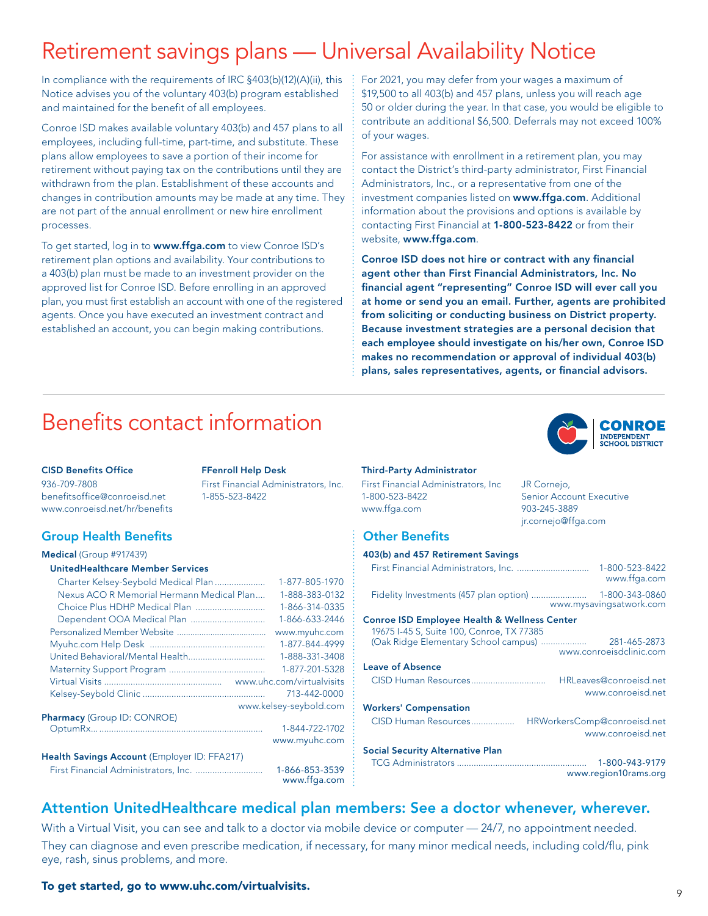# Retirement savings plans — Universal Availability Notice

In compliance with the requirements of IRC §403(b)(12)(A)(ii), this Notice advises you of the voluntary 403(b) program established and maintained for the benefit of all employees.

Conroe ISD makes available voluntary 403(b) and 457 plans to all employees, including full-time, part-time, and substitute. These plans allow employees to save a portion of their income for retirement without paying tax on the contributions until they are withdrawn from the plan. Establishment of these accounts and changes in contribution amounts may be made at any time. They are not part of the annual enrollment or new hire enrollment processes.

To get started, log in to **www.ffga.com** to view Conroe ISD's retirement plan options and availability. Your contributions to a 403(b) plan must be made to an investment provider on the approved list for Conroe ISD. Before enrolling in an approved plan, you must first establish an account with one of the registered agents. Once you have executed an investment contract and established an account, you can begin making contributions.

For 2021, you may defer from your wages a maximum of $19,500 to all 403(b) and 457 plans, unless you will reach age 50 or older during the year. In that case, you would be eligible to contribute an additional $6,500. Deferrals may not exceed 100% of your wages.

For assistance with enrollment in a retirement plan, you may contact the District's third-party administrator, First Financial Administrators, Inc., or a representative from one of the investment companies listed on **www.ffga.com**. Additional information about the provisions and options is available by contacting First Financial at **1-800-523-8422** or from their website, **www.ffga.com**.

**Conroe ISD does not hire or contract with any financial agent other than First Financial Administrators, Inc. No financial agent "representing" Conroe ISD will ever call you at home or send you an email. Further, agents are prohibited from soliciting or conducting business on District property. Because investment strategies are a personal decision that each employee should investigate on his/her own, Conroe ISD makes no recommendation or approval of individual 403(b) plans, sales representatives, agents, or financial advisors.**

# Benefits contact information

**CISD Benefits Office**
936-709-7808
benefitsoffice@conroeisd.net
www.conroeisd.net/hr/benefits

**FFenroll Help Desk**
First Financial Administrators, Inc.
1-855-523-8422

**Third-Party Administrator**
First Financial Administrators, Inc
1-800-523-8422
www.ffga.com

JR Cornejo,
Senior Account Executive
903-245-3889
jr.cornejo@ffga.com

## Group Health Benefits

**Medical** (Group #917439)

**UnitedHealthcare Member Services**

| | |
|---|---|
| Charter Kelsey-Seybold Medical Plan | 1-877-805-1970 |
| Nexus ACO R Memorial Hermann Medical Plan | 1-888-383-0132 |
| Choice Plus HDHP Medical Plan | 1-866-314-0335 |
| Dependent OOA Medical Plan | 1-866-633-2446 |
| Personalized Member Website | www.myuhc.com |
| Myuhc.com Help Desk | 1-877-844-4999 |
| United Behavioral/Mental Health | 1-888-331-3408 |
| Maternity Support Program | 1-877-201-5328 |
| Virtual Visits | www.uhc.com/virtualvisits |
| Kelsey-Seybold Clinic | 713-442-0000<br>www.kelsey-seybold.com |

**Pharmacy** (Group ID: CONROE)

| | |
|---|---|
| OptumRx | 1-844-722-1702<br>www.myuhc.com |

**Health Savings Account** (Employer ID: FFA217)

| | |
|---|---|
| First Financial Administrators, Inc. | 1-866-853-3539<br>www.ffga.com |

## Other Benefits

**403(b) and 457 Retirement Savings**

| | |
|---|---|
| First Financial Administrators, Inc. | 1-800-523-8422<br>www.ffga.com |
| Fidelity Investments (457 plan option) | 1-800-343-0860<br>www.mysavingsatwork.com |

**Conroe ISD Employee Health & Wellness Center**

| | |
|---|---|
| 19675 I-45 S, Suite 100, Conroe, TX 77385<br>(Oak Ridge Elementary School campus) | 281-465-2873<br>www.conroeisdclinic.com |

**Leave of Absence**

| | |
|---|---|
| CISD Human Resources | HRLeaves@conroeisd.net<br>www.conroeisd.net |

**Workers' Compensation**

| | |
|---|---|
| CISD Human Resources | HRWorkersComp@conroeisd.net<br>www.conroeisd.net |

**Social Security Alternative Plan**

| | |
|---|---|
| TCG Administrators | 1-800-943-9179<br>www.region10rams.org |

## Attention UnitedHealthcare medical plan members: See a doctor whenever, wherever.

With a Virtual Visit, you can see and talk to a doctor via mobile device or computer — 24/7, no appointment needed. They can diagnose and even prescribe medication, if necessary, for many minor medical needs, including cold/flu, pink eye, rash, sinus problems, and more.

**To get started, go to www.uhc.com/virtualvisits.**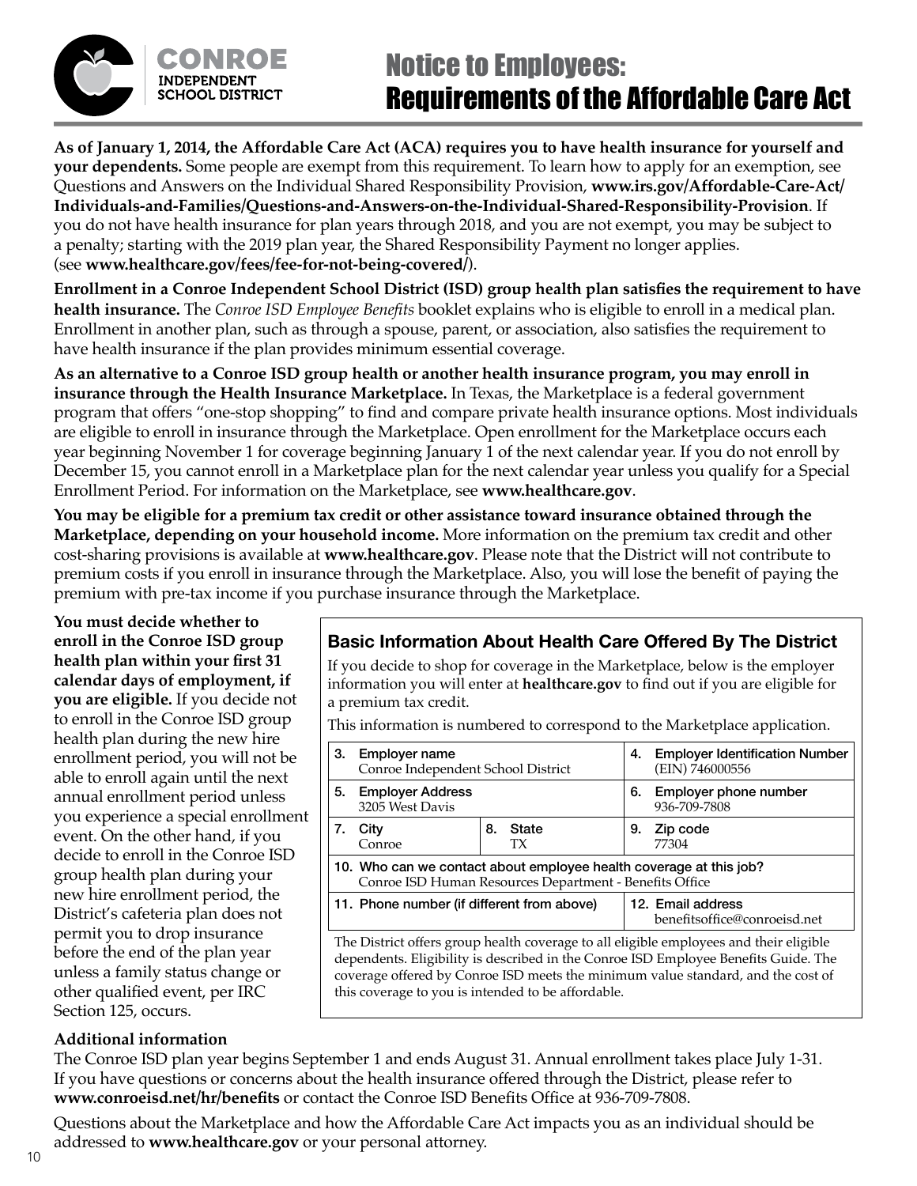# Notice to Employees: Requirements of the Affordable Care Act

**As of January 1, 2014, the Affordable Care Act (ACA) requires you to have health insurance for yourself and your dependents.** Some people are exempt from this requirement. To learn how to apply for an exemption, see Questions and Answers on the Individual Shared Responsibility Provision, **www.irs.gov/Affordable-Care-Act/Individuals-and-Families/Questions-and-Answers-on-the-Individual-Shared-Responsibility-Provision**. If you do not have health insurance for plan years through 2018, and you are not exempt, you may be subject to a penalty; starting with the 2019 plan year, the Shared Responsibility Payment no longer applies. (see **www.healthcare.gov/fees/fee-for-not-being-covered/**).

**Enrollment in a Conroe Independent School District (ISD) group health plan satisfies the requirement to have health insurance.** The *Conroe ISD Employee Benefits* booklet explains who is eligible to enroll in a medical plan. Enrollment in another plan, such as through a spouse, parent, or association, also satisfies the requirement to have health insurance if the plan provides minimum essential coverage.

**As an alternative to a Conroe ISD group health or another health insurance program, you may enroll in insurance through the Health Insurance Marketplace.** In Texas, the Marketplace is a federal government program that offers "one-stop shopping" to find and compare private health insurance options. Most individuals are eligible to enroll in insurance through the Marketplace. Open enrollment for the Marketplace occurs each year beginning November 1 for coverage beginning January 1 of the next calendar year. If you do not enroll by December 15, you cannot enroll in a Marketplace plan for the next calendar year unless you qualify for a Special Enrollment Period. For information on the Marketplace, see **www.healthcare.gov**.

**You may be eligible for a premium tax credit or other assistance toward insurance obtained through the Marketplace, depending on your household income.** More information on the premium tax credit and other cost-sharing provisions is available at **www.healthcare.gov**. Please note that the District will not contribute to premium costs if you enroll in insurance through the Marketplace. Also, you will lose the benefit of paying the premium with pre-tax income if you purchase insurance through the Marketplace.

**You must decide whether to enroll in the Conroe ISD group health plan within your first 31 calendar days of employment, if you are eligible.** If you decide not to enroll in the Conroe ISD group health plan during the new hire enrollment period, you will not be able to enroll again until the next annual enrollment period unless you experience a special enrollment event. On the other hand, if you decide to enroll in the Conroe ISD group health plan during your new hire enrollment period, the District's cafeteria plan does not permit you to drop insurance before the end of the plan year unless a family status change or other qualified event, per IRC Section 125, occurs.

## Basic Information About Health Care Offered By The District

If you decide to shop for coverage in the Marketplace, below is the employer information you will enter at **healthcare.gov** to find out if you are eligible for a premium tax credit.

This information is numbered to correspond to the Marketplace application.

| | | |
|---|---|---|
| 3. Employer name<br>Conroe Independent School District | | 4. Employer Identification Number (EIN) 746000556 |
| 5. Employer Address<br>3205 West Davis | | 6. Employer phone number<br>936-709-7808 |
| 7. City<br>Conroe | 8. State<br>TX | 9. Zip code<br>77304 |
| 10. Who can we contact about employee health coverage at this job?<br>Conroe ISD Human Resources Department - Benefits Office | | |
| 11. Phone number (if different from above) | | 12. Email address<br>benefitsoffice@conroeisd.net |

The District offers group health coverage to all eligible employees and their eligible dependents. Eligibility is described in the Conroe ISD Employee Benefits Guide. The coverage offered by Conroe ISD meets the minimum value standard, and the cost of this coverage to you is intended to be affordable.

**Additional information**

The Conroe ISD plan year begins September 1 and ends August 31. Annual enrollment takes place July 1-31. If you have questions or concerns about the health insurance offered through the District, please refer to **www.conroeisd.net/hr/benefits** or contact the Conroe ISD Benefits Office at 936-709-7808.

Questions about the Marketplace and how the Affordable Care Act impacts you as an individual should be addressed to **www.healthcare.gov** or your personal attorney.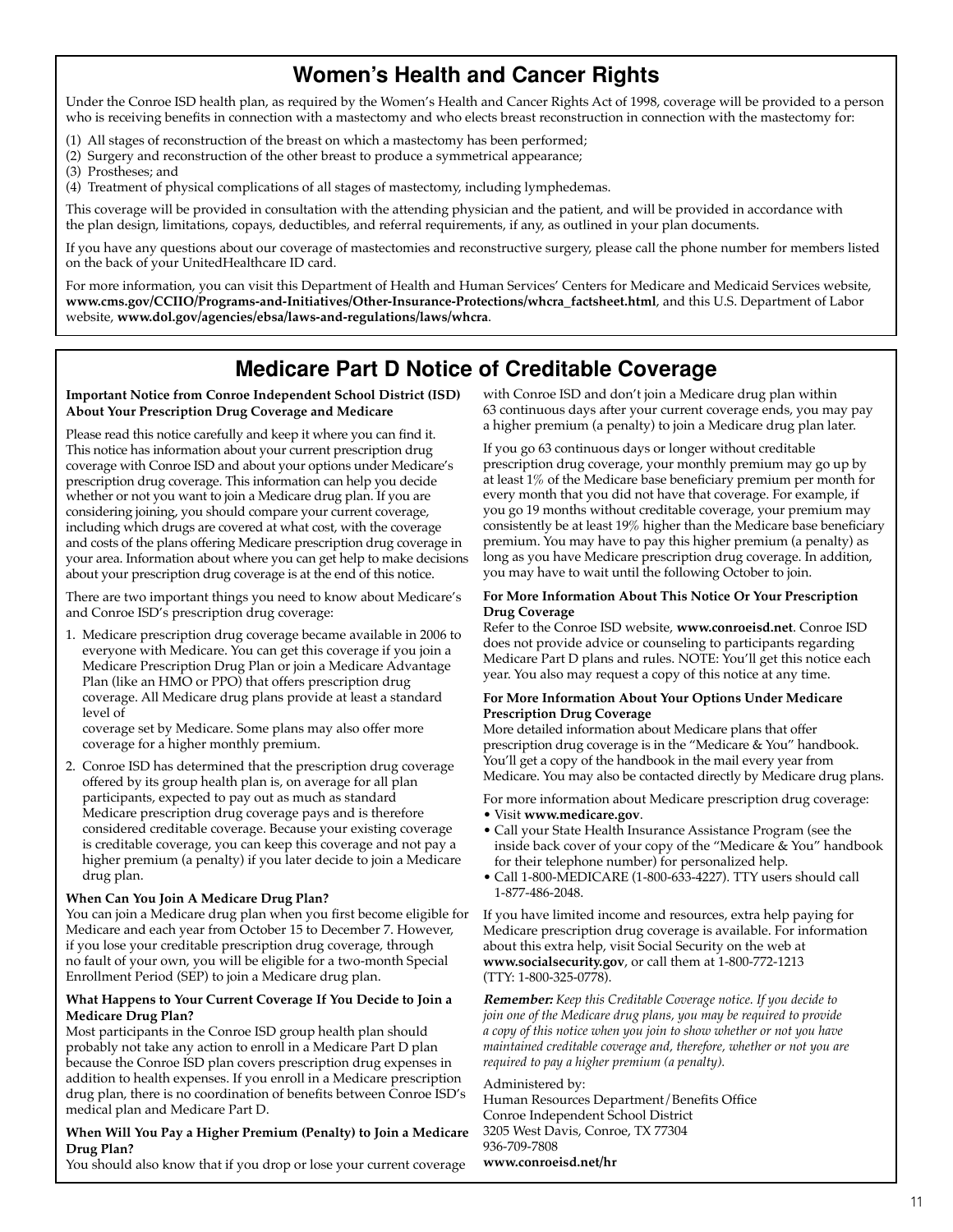## Women's Health and Cancer Rights

Under the Conroe ISD health plan, as required by the Women's Health and Cancer Rights Act of 1998, coverage will be provided to a person who is receiving benefits in connection with a mastectomy and who elects breast reconstruction in connection with the mastectomy for:

(1) All stages of reconstruction of the breast on which a mastectomy has been performed;
(2) Surgery and reconstruction of the other breast to produce a symmetrical appearance;
(3) Prostheses; and
(4) Treatment of physical complications of all stages of mastectomy, including lymphedemas.

This coverage will be provided in consultation with the attending physician and the patient, and will be provided in accordance with the plan design, limitations, copays, deductibles, and referral requirements, if any, as outlined in your plan documents.

If you have any questions about our coverage of mastectomies and reconstructive surgery, please call the phone number for members listed on the back of your UnitedHealthcare ID card.

For more information, you can visit this Department of Health and Human Services' Centers for Medicare and Medicaid Services website, **www.cms.gov/CCIIO/Programs-and-Initiatives/Other-Insurance-Protections/whcra_factsheet.html**, and this U.S. Department of Labor website, **www.dol.gov/agencies/ebsa/laws-and-regulations/laws/whcra**.

## Medicare Part D Notice of Creditable Coverage

**Important Notice from Conroe Independent School District (ISD) About Your Prescription Drug Coverage and Medicare**

Please read this notice carefully and keep it where you can find it. This notice has information about your current prescription drug coverage with Conroe ISD and about your options under Medicare's prescription drug coverage. This information can help you decide whether or not you want to join a Medicare drug plan. If you are considering joining, you should compare your current coverage, including which drugs are covered at what cost, with the coverage and costs of the plans offering Medicare prescription drug coverage in your area. Information about where you can get help to make decisions about your prescription drug coverage is at the end of this notice.

There are two important things you need to know about Medicare's and Conroe ISD's prescription drug coverage:

1. Medicare prescription drug coverage became available in 2006 to everyone with Medicare. You can get this coverage if you join a Medicare Prescription Drug Plan or join a Medicare Advantage Plan (like an HMO or PPO) that offers prescription drug coverage. All Medicare drug plans provide at least a standard level of coverage set by Medicare. Some plans may also offer more coverage for a higher monthly premium.
2. Conroe ISD has determined that the prescription drug coverage offered by its group health plan is, on average for all plan participants, expected to pay out as much as standard Medicare prescription drug coverage pays and is therefore considered creditable coverage. Because your existing coverage is creditable coverage, you can keep this coverage and not pay a higher premium (a penalty) if you later decide to join a Medicare drug plan.

**When Can You Join A Medicare Drug Plan?**
You can join a Medicare drug plan when you first become eligible for Medicare and each year from October 15 to December 7. However, if you lose your creditable prescription drug coverage, through no fault of your own, you will be eligible for a two-month Special Enrollment Period (SEP) to join a Medicare drug plan.

**What Happens to Your Current Coverage If You Decide to Join a Medicare Drug Plan?**
Most participants in the Conroe ISD group health plan should probably not take any action to enroll in a Medicare Part D plan because the Conroe ISD plan covers prescription drug expenses in addition to health expenses. If you enroll in a Medicare prescription drug plan, there is no coordination of benefits between Conroe ISD's medical plan and Medicare Part D.

**When Will You Pay a Higher Premium (Penalty) to Join a Medicare Drug Plan?**
You should also know that if you drop or lose your current coverage with Conroe ISD and don't join a Medicare drug plan within 63 continuous days after your current coverage ends, you may pay a higher premium (a penalty) to join a Medicare drug plan later.

If you go 63 continuous days or longer without creditable prescription drug coverage, your monthly premium may go up by at least 1% of the Medicare base beneficiary premium per month for every month that you did not have that coverage. For example, if you go 19 months without creditable coverage, your premium may consistently be at least 19% higher than the Medicare base beneficiary premium. You may have to pay this higher premium (a penalty) as long as you have Medicare prescription drug coverage. In addition, you may have to wait until the following October to join.

**For More Information About This Notice Or Your Prescription Drug Coverage**
Refer to the Conroe ISD website, **www.conroeisd.net**. Conroe ISD does not provide advice or counseling to participants regarding Medicare Part D plans and rules. NOTE: You'll get this notice each year. You also may request a copy of this notice at any time.

**For More Information About Your Options Under Medicare Prescription Drug Coverage**
More detailed information about Medicare plans that offer prescription drug coverage is in the "Medicare & You" handbook. You'll get a copy of the handbook in the mail every year from Medicare. You may also be contacted directly by Medicare drug plans.

For more information about Medicare prescription drug coverage:

- Visit **www.medicare.gov**.
- Call your State Health Insurance Assistance Program (see the inside back cover of your copy of the "Medicare & You" handbook for their telephone number) for personalized help.
- Call 1-800-MEDICARE (1-800-633-4227). TTY users should call 1-877-486-2048.

If you have limited income and resources, extra help paying for Medicare prescription drug coverage is available. For information about this extra help, visit Social Security on the web at **www.socialsecurity.gov**, or call them at 1-800-772-1213 (TTY: 1-800-325-0778).

***Remember:*** *Keep this Creditable Coverage notice. If you decide to join one of the Medicare drug plans, you may be required to provide a copy of this notice when you join to show whether or not you have maintained creditable coverage and, therefore, whether or not you are required to pay a higher premium (a penalty).*

Administered by:
Human Resources Department/Benefits Office
Conroe Independent School District
3205 West Davis, Conroe, TX 77304
936-709-7808
**www.conroeisd.net/hr**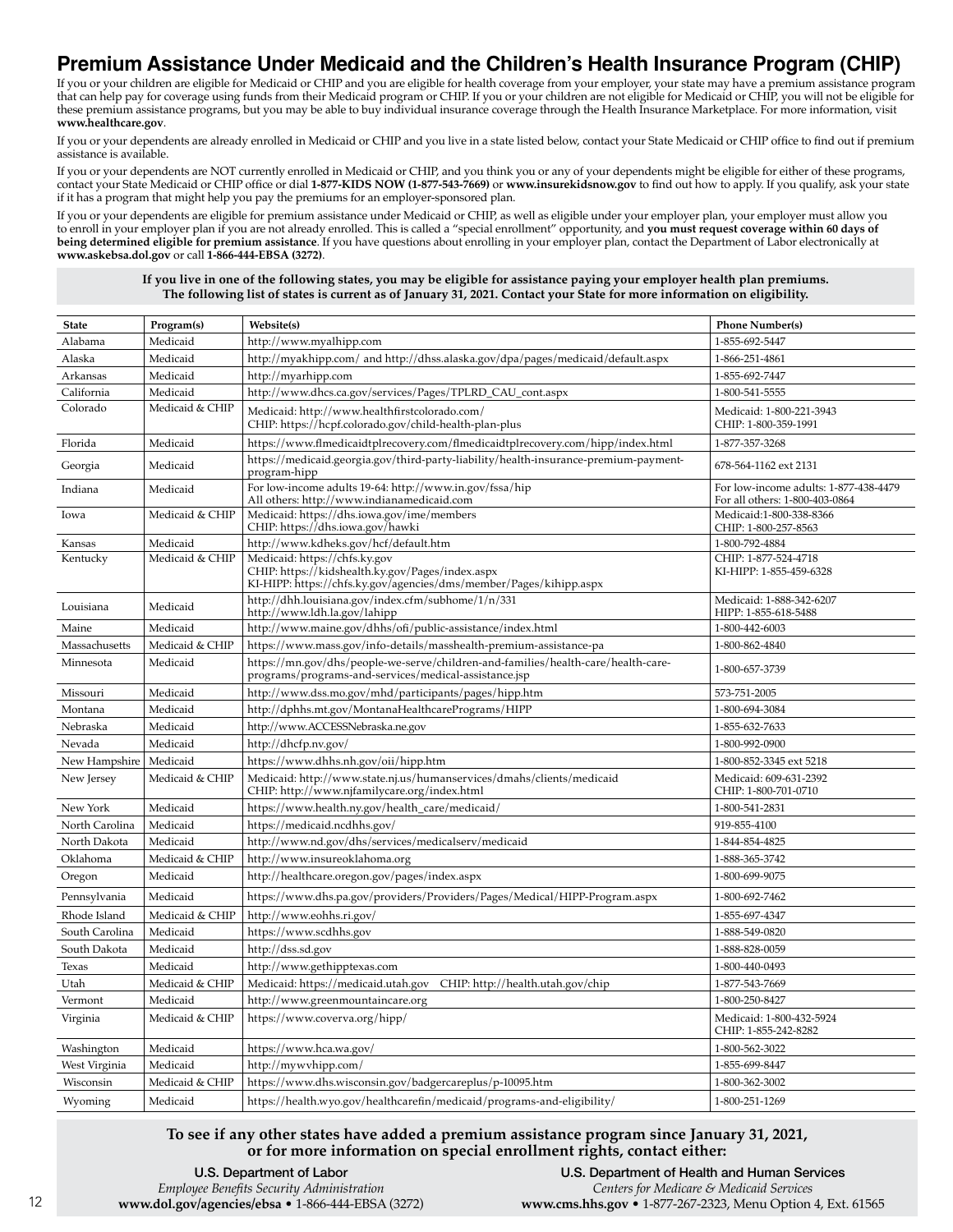# Premium Assistance Under Medicaid and the Children's Health Insurance Program (CHIP)

If you or your children are eligible for Medicaid or CHIP and you are eligible for health coverage from your employer, your state may have a premium assistance program that can help pay for coverage using funds from their Medicaid program or CHIP. If you or your children are not eligible for Medicaid or CHIP, you will not be eligible for these premium assistance programs, but you may be able to buy individual insurance coverage through the Health Insurance Marketplace. For more information, visit **www.healthcare.gov**.

If you or your dependents are already enrolled in Medicaid or CHIP and you live in a state listed below, contact your State Medicaid or CHIP office to find out if premium assistance is available.

If you or your dependents are NOT currently enrolled in Medicaid or CHIP, and you think you or any of your dependents might be eligible for either of these programs, contact your State Medicaid or CHIP office or dial **1-877-KIDS NOW (1-877-543-7669)** or **www.insurekidsnow.gov** to find out how to apply. If you qualify, ask your state if it has a program that might help you pay the premiums for an employer-sponsored plan.

If you or your dependents are eligible for premium assistance under Medicaid or CHIP, as well as eligible under your employer plan, your employer must allow you to enroll in your employer plan if you are not already enrolled. This is called a "special enrollment" opportunity, and **you must request coverage within 60 days of being determined eligible for premium assistance**. If you have questions about enrolling in your employer plan, contact the Department of Labor electronically at **www.askebsa.dol.gov** or call **1-866-444-EBSA (3272)**.

**If you live in one of the following states, you may be eligible for assistance paying your employer health plan premiums. The following list of states is current as of January 31, 2021. Contact your State for more information on eligibility.**

| State | Program(s) | Website(s) | Phone Number(s) |
|---|---|---|---|
| Alabama | Medicaid | http://www.myalhipp.com | 1-855-692-5447 |
| Alaska | Medicaid | http://myakhipp.com/ and http://dhss.alaska.gov/dpa/pages/medicaid/default.aspx | 1-866-251-4861 |
| Arkansas | Medicaid | http://myarhipp.com | 1-855-692-7447 |
| California | Medicaid | http://www.dhcs.ca.gov/services/Pages/TPLRD_CAU_cont.aspx | 1-800-541-5555 |
| Colorado | Medicaid & CHIP | Medicaid: http://www.healthfirstcolorado.com/<br>CHIP: https://hcpf.colorado.gov/child-health-plan-plus | Medicaid: 1-800-221-3943<br>CHIP: 1-800-359-1991 |
| Florida | Medicaid | https://www.flmedicaidtplrecovery.com/flmedicaidtplrecovery.com/hipp/index.html | 1-877-357-3268 |
| Georgia | Medicaid | https://medicaid.georgia.gov/third-party-liability/health-insurance-premium-payment-program-hipp | 678-564-1162 ext 2131 |
| Indiana | Medicaid | For low-income adults 19-64: http://www.in.gov/fssa/hip<br>All others: http://www.indianamedicaid.com | For low-income adults: 1-877-438-4479<br>For all others: 1-800-403-0864 |
| Iowa | Medicaid & CHIP | Medicaid: https://dhs.iowa.gov/ime/members<br>CHIP: https://dhs.iowa.gov/hawki | Medicaid:1-800-338-8366<br>CHIP: 1-800-257-8563 |
| Kansas | Medicaid | http://www.kdheks.gov/hcf/default.htm | 1-800-792-4884 |
| Kentucky | Medicaid & CHIP | Medicaid: https://chfs.ky.gov<br>CHIP: https://kidshealth.ky.gov/Pages/index.aspx<br>KI-HIPP: https://chfs.ky.gov/agencies/dms/member/Pages/kihipp.aspx | CHIP: 1-877-524-4718<br>KI-HIPP: 1-855-459-6328 |
| Louisiana | Medicaid | http://dhh.louisiana.gov/index.cfm/subhome/1/n/331<br>http://www.ldh.la.gov/lahipp | Medicaid: 1-888-342-6207<br>HIPP: 1-855-618-5488 |
| Maine | Medicaid | http://www.maine.gov/dhhs/ofi/public-assistance/index.html | 1-800-442-6003 |
| Massachusetts | Medicaid & CHIP | https://www.mass.gov/info-details/masshealth-premium-assistance-pa | 1-800-862-4840 |
| Minnesota | Medicaid | https://mn.gov/dhs/people-we-serve/children-and-families/health-care/health-care-programs/programs-and-services/medical-assistance.jsp | 1-800-657-3739 |
| Missouri | Medicaid | http://www.dss.mo.gov/mhd/participants/pages/hipp.htm | 573-751-2005 |
| Montana | Medicaid | http://dphhs.mt.gov/MontanaHealthcarePrograms/HIPP | 1-800-694-3084 |
| Nebraska | Medicaid | http://www.ACCESSNebraska.ne.gov | 1-855-632-7633 |
| Nevada | Medicaid | http://dhcfp.nv.gov/ | 1-800-992-0900 |
| New Hampshire | Medicaid | https://www.dhhs.nh.gov/oii/hipp.htm | 1-800-852-3345 ext 5218 |
| New Jersey | Medicaid & CHIP | Medicaid: http://www.state.nj.us/humanservices/dmahs/clients/medicaid<br>CHIP: http://www.njfamilycare.org/index.html | Medicaid: 609-631-2392<br>CHIP: 1-800-701-0710 |
| New York | Medicaid | https://www.health.ny.gov/health_care/medicaid/ | 1-800-541-2831 |
| North Carolina | Medicaid | https://medicaid.ncdhhs.gov/ | 919-855-4100 |
| North Dakota | Medicaid | http://www.nd.gov/dhs/services/medicalserv/medicaid | 1-844-854-4825 |
| Oklahoma | Medicaid & CHIP | http://www.insureoklahoma.org | 1-888-365-3742 |
| Oregon | Medicaid | http://healthcare.oregon.gov/pages/index.aspx | 1-800-699-9075 |
| Pennsylvania | Medicaid | https://www.dhs.pa.gov/providers/Providers/Pages/Medical/HIPP-Program.aspx | 1-800-692-7462 |
| Rhode Island | Medicaid & CHIP | http://www.eohhs.ri.gov/ | 1-855-697-4347 |
| South Carolina | Medicaid | https://www.scdhhs.gov | 1-888-549-0820 |
| South Dakota | Medicaid | http://dss.sd.gov | 1-888-828-0059 |
| Texas | Medicaid | http://www.gethipptexas.com | 1-800-440-0493 |
| Utah | Medicaid & CHIP | Medicaid: https://medicaid.utah.gov CHIP: http://health.utah.gov/chip | 1-877-543-7669 |
| Vermont | Medicaid | http://www.greenmountaincare.org | 1-800-250-8427 |
| Virginia | Medicaid & CHIP | https://www.coverva.org/hipp/ | Medicaid: 1-800-432-5924<br>CHIP: 1-855-242-8282 |
| Washington | Medicaid | https://www.hca.wa.gov/ | 1-800-562-3022 |
| West Virginia | Medicaid | http://mywvhipp.com/ | 1-855-699-8447 |
| Wisconsin | Medicaid & CHIP | https://www.dhs.wisconsin.gov/badgercareplus/p-10095.htm | 1-800-362-3002 |
| Wyoming | Medicaid | https://health.wyo.gov/healthcarefin/medicaid/programs-and-eligibility/ | 1-800-251-1269 |

**To see if any other states have added a premium assistance program since January 31, 2021, or for more information on special enrollment rights, contact either:**

**U.S. Department of Labor**
*Employee Benefits Security Administration*
**www.dol.gov/agencies/ebsa** • 1-866-444-EBSA (3272)

**U.S. Department of Health and Human Services**
*Centers for Medicare & Medicaid Services*
**www.cms.hhs.gov** • 1-877-267-2323, Menu Option 4, Ext. 61565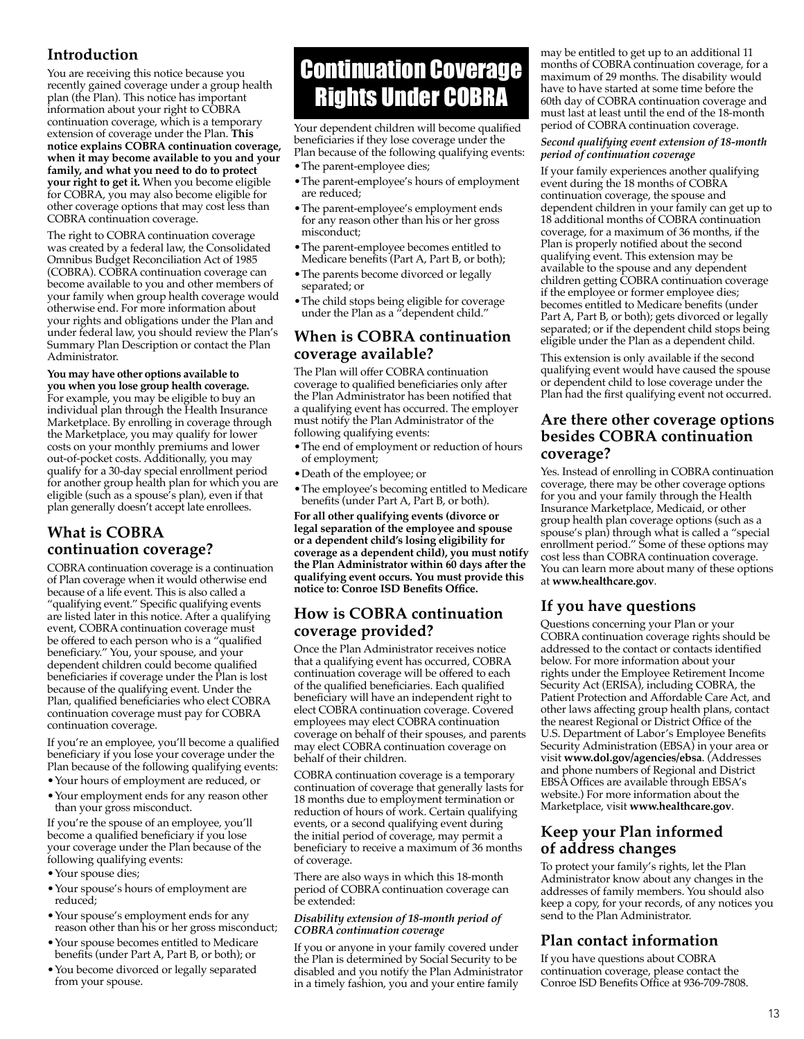# Continuation Coverage Rights Under COBRA

## Introduction

You are receiving this notice because you recently gained coverage under a group health plan (the Plan). This notice has important information about your right to COBRA continuation coverage, which is a temporary extension of coverage under the Plan. **This notice explains COBRA continuation coverage, when it may become available to you and your family, and what you need to do to protect your right to get it.** When you become eligible for COBRA, you may also become eligible for other coverage options that may cost less than COBRA continuation coverage.

The right to COBRA continuation coverage was created by a federal law, the Consolidated Omnibus Budget Reconciliation Act of 1985 (COBRA). COBRA continuation coverage can become available to you and other members of your family when group health coverage would otherwise end. For more information about your rights and obligations under the Plan and under federal law, you should review the Plan's Summary Plan Description or contact the Plan Administrator.

**You may have other options available to you when you lose group health coverage.** For example, you may be eligible to buy an individual plan through the Health Insurance Marketplace. By enrolling in coverage through the Marketplace, you may qualify for lower costs on your monthly premiums and lower out-of-pocket costs. Additionally, you may qualify for a 30-day special enrollment period for another group health plan for which you are eligible (such as a spouse's plan), even if that plan generally doesn't accept late enrollees.

## What is COBRA continuation coverage?

COBRA continuation coverage is a continuation of Plan coverage when it would otherwise end because of a life event. This is also called a "qualifying event." Specific qualifying events are listed later in this notice. After a qualifying event, COBRA continuation coverage must be offered to each person who is a "qualified beneficiary." You, your spouse, and your dependent children could become qualified beneficiaries if coverage under the Plan is lost because of the qualifying event. Under the Plan, qualified beneficiaries who elect COBRA continuation coverage must pay for COBRA continuation coverage.

If you're an employee, you'll become a qualified beneficiary if you lose your coverage under the Plan because of the following qualifying events:

- Your hours of employment are reduced, or
- Your employment ends for any reason other than your gross misconduct.

If you're the spouse of an employee, you'll become a qualified beneficiary if you lose your coverage under the Plan because of the following qualifying events:

- Your spouse dies;
- Your spouse's hours of employment are reduced;
- Your spouse's employment ends for any reason other than his or her gross misconduct;
- Your spouse becomes entitled to Medicare benefits (under Part A, Part B, or both); or
- You become divorced or legally separated from your spouse.

Your dependent children will become qualified beneficiaries if they lose coverage under the Plan because of the following qualifying events:

- The parent-employee dies;
- The parent-employee's hours of employment are reduced;
- The parent-employee's employment ends for any reason other than his or her gross misconduct;
- The parent-employee becomes entitled to Medicare benefits (Part A, Part B, or both);
- The parents become divorced or legally separated; or
- The child stops being eligible for coverage under the Plan as a "dependent child."

## When is COBRA continuation coverage available?

The Plan will offer COBRA continuation coverage to qualified beneficiaries only after the Plan Administrator has been notified that a qualifying event has occurred. The employer must notify the Plan Administrator of the following qualifying events:

- The end of employment or reduction of hours of employment;
- Death of the employee; or
- The employee's becoming entitled to Medicare benefits (under Part A, Part B, or both).

**For all other qualifying events (divorce or legal separation of the employee and spouse or a dependent child's losing eligibility for coverage as a dependent child), you must notify the Plan Administrator within 60 days after the qualifying event occurs. You must provide this notice to: Conroe ISD Benefits Office.**

## How is COBRA continuation coverage provided?

Once the Plan Administrator receives notice that a qualifying event has occurred, COBRA continuation coverage will be offered to each of the qualified beneficiaries. Each qualified beneficiary will have an independent right to elect COBRA continuation coverage. Covered employees may elect COBRA continuation coverage on behalf of their spouses, and parents may elect COBRA continuation coverage on behalf of their children.

COBRA continuation coverage is a temporary continuation of coverage that generally lasts for 18 months due to employment termination or reduction of hours of work. Certain qualifying events, or a second qualifying event during the initial period of coverage, may permit a beneficiary to receive a maximum of 36 months of coverage.

There are also ways in which this 18-month period of COBRA continuation coverage can be extended:

***Disability extension of 18-month period of COBRA continuation coverage***

If you or anyone in your family covered under the Plan is determined by Social Security to be disabled and you notify the Plan Administrator in a timely fashion, you and your entire family may be entitled to get up to an additional 11 months of COBRA continuation coverage, for a maximum of 29 months. The disability would have to have started at some time before the 60th day of COBRA continuation coverage and must last at least until the end of the 18-month period of COBRA continuation coverage.

***Second qualifying event extension of 18-month period of continuation coverage***

If your family experiences another qualifying event during the 18 months of COBRA continuation coverage, the spouse and dependent children in your family can get up to 18 additional months of COBRA continuation coverage, for a maximum of 36 months, if the Plan is properly notified about the second qualifying event. This extension may be available to the spouse and any dependent children getting COBRA continuation coverage if the employee or former employee dies; becomes entitled to Medicare benefits (under Part A, Part B, or both); gets divorced or legally separated; or if the dependent child stops being eligible under the Plan as a dependent child.

This extension is only available if the second qualifying event would have caused the spouse or dependent child to lose coverage under the Plan had the first qualifying event not occurred.

## Are there other coverage options besides COBRA continuation coverage?

Yes. Instead of enrolling in COBRA continuation coverage, there may be other coverage options for you and your family through the Health Insurance Marketplace, Medicaid, or other group health plan coverage options (such as a spouse's plan) through what is called a "special enrollment period." Some of these options may cost less than COBRA continuation coverage. You can learn more about many of these options at **www.healthcare.gov**.

## If you have questions

Questions concerning your Plan or your COBRA continuation coverage rights should be addressed to the contact or contacts identified below. For more information about your rights under the Employee Retirement Income Security Act (ERISA), including COBRA, the Patient Protection and Affordable Care Act, and other laws affecting group health plans, contact the nearest Regional or District Office of the U.S. Department of Labor's Employee Benefits Security Administration (EBSA) in your area or visit **www.dol.gov/agencies/ebsa**. (Addresses and phone numbers of Regional and District EBSA Offices are available through EBSA's website.) For more information about the Marketplace, visit **www.healthcare.gov**.

## Keep your Plan informed of address changes

To protect your family's rights, let the Plan Administrator know about any changes in the addresses of family members. You should also keep a copy, for your records, of any notices you send to the Plan Administrator.

## Plan contact information

If you have questions about COBRA continuation coverage, please contact the Conroe ISD Benefits Office at 936-709-7808.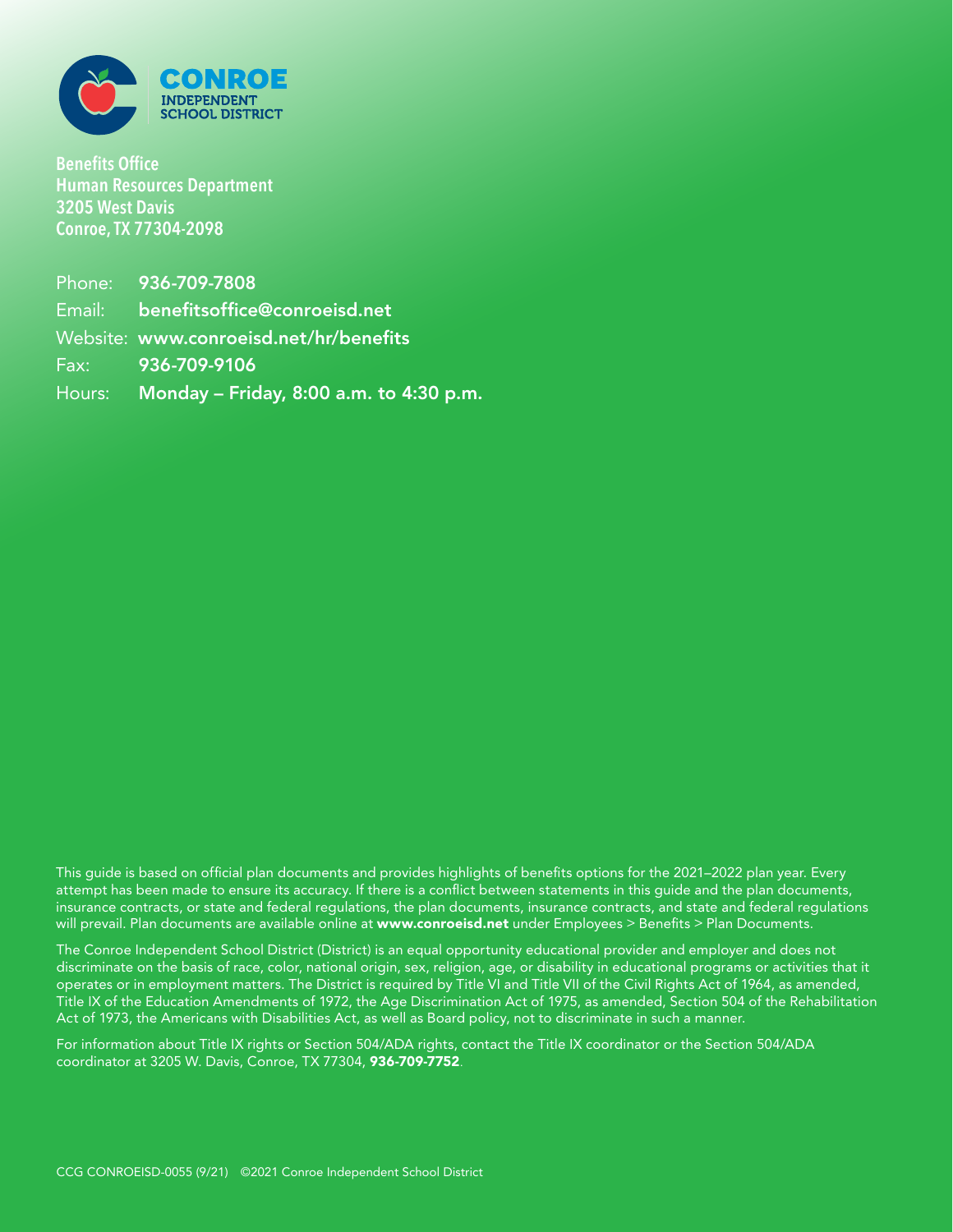**CONROE**
**INDEPENDENT SCHOOL DISTRICT**

**Benefits Office**
**Human Resources Department**
**3205 West Davis**
**Conroe, TX 77304-2098**

Phone: **936-709-7808**
Email: **benefitsoffice@conroeisd.net**
Website: **www.conroeisd.net/hr/benefits**
Fax: **936-709-9106**
Hours: **Monday – Friday, 8:00 a.m. to 4:30 p.m.**

This guide is based on official plan documents and provides highlights of benefits options for the 2021–2022 plan year. Every attempt has been made to ensure its accuracy. If there is a conflict between statements in this guide and the plan documents, insurance contracts, or state and federal regulations, the plan documents, insurance contracts, and state and federal regulations will prevail. Plan documents are available online at **www.conroeisd.net** under Employees > Benefits > Plan Documents.

The Conroe Independent School District (District) is an equal opportunity educational provider and employer and does not discriminate on the basis of race, color, national origin, sex, religion, age, or disability in educational programs or activities that it operates or in employment matters. The District is required by Title VI and Title VII of the Civil Rights Act of 1964, as amended, Title IX of the Education Amendments of 1972, the Age Discrimination Act of 1975, as amended, Section 504 of the Rehabilitation Act of 1973, the Americans with Disabilities Act, as well as Board policy, not to discriminate in such a manner.

For information about Title IX rights or Section 504/ADA rights, contact the Title IX coordinator or the Section 504/ADA coordinator at 3205 W. Davis, Conroe, TX 77304, **936-709-7752**.

CCG CONROEISD-0055 (9/21) ©2021 Conroe Independent School District